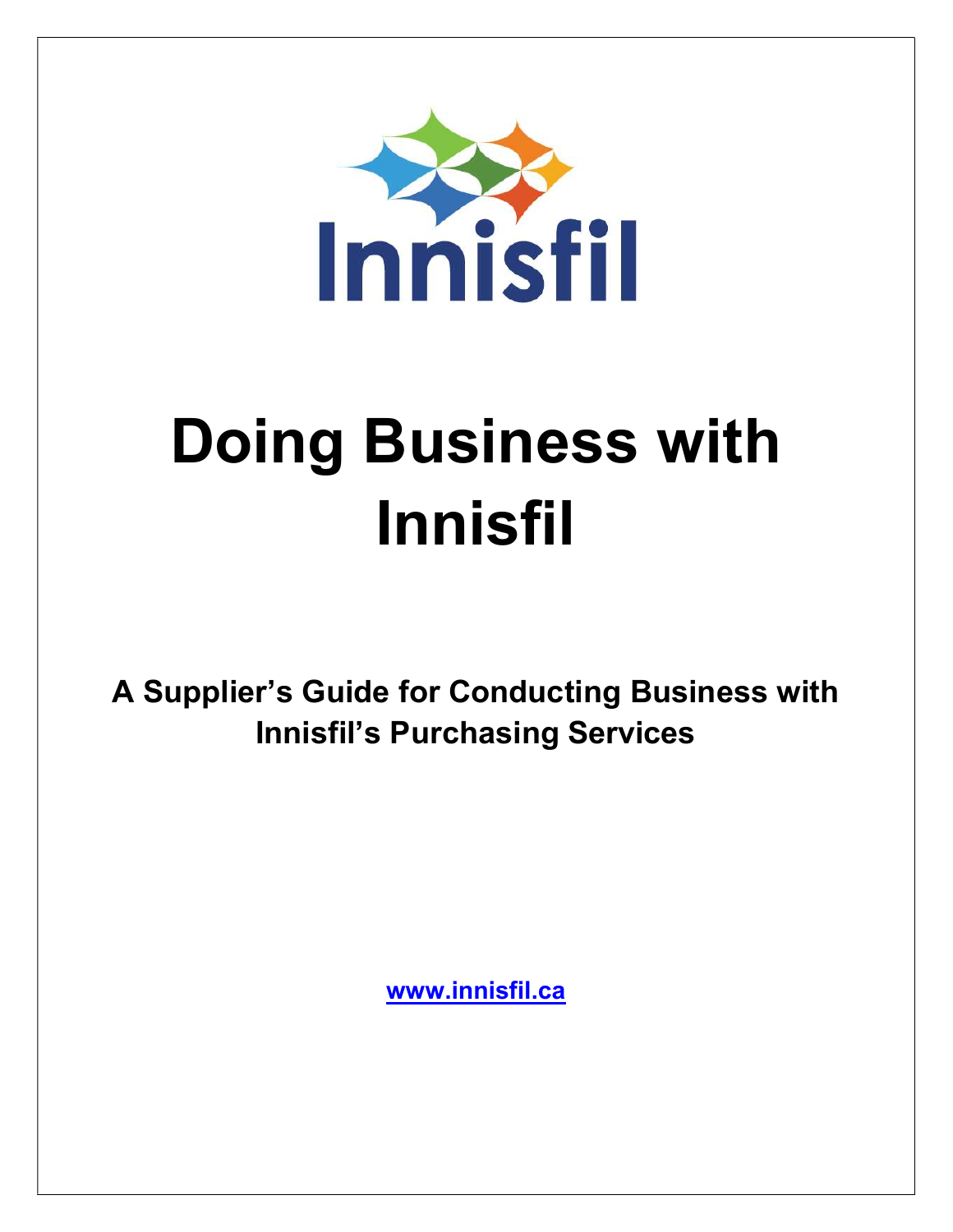Innisfil

# Doing Business with Innisfil

**A Supplier's Guide for Conducting Business with Innisfil's Purchasing Services**

www.innisfil.ca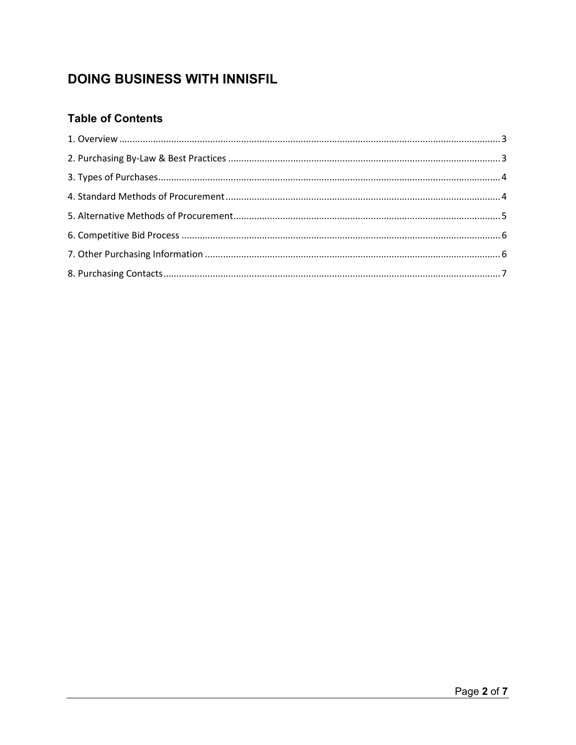# DOING BUSINESS WITH INNISFIL

## Table of Contents

1. Overview ........ 3
2. Purchasing By-Law & Best Practices ........ 3
3. Types of Purchases ........ 4
4. Standard Methods of Procurement ........ 4
5. Alternative Methods of Procurement ........ 5
6. Competitive Bid Process ........ 6
7. Other Purchasing Information ........ 6
8. Purchasing Contacts ........ 7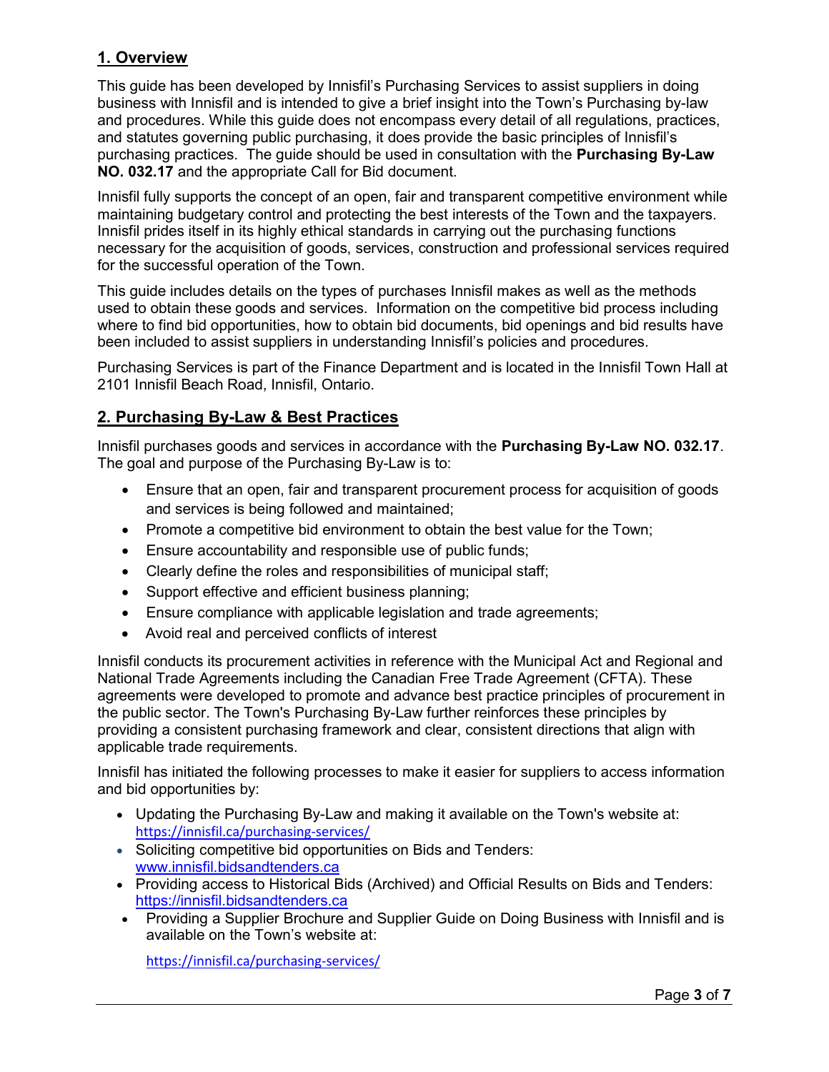## 1. Overview

This guide has been developed by Innisfil's Purchasing Services to assist suppliers in doing business with Innisfil and is intended to give a brief insight into the Town's Purchasing by-law and procedures. While this guide does not encompass every detail of all regulations, practices, and statutes governing public purchasing, it does provide the basic principles of Innisfil's purchasing practices. The guide should be used in consultation with the **Purchasing By-Law NO. 032.17** and the appropriate Call for Bid document.

Innisfil fully supports the concept of an open, fair and transparent competitive environment while maintaining budgetary control and protecting the best interests of the Town and the taxpayers. Innisfil prides itself in its highly ethical standards in carrying out the purchasing functions necessary for the acquisition of goods, services, construction and professional services required for the successful operation of the Town.

This guide includes details on the types of purchases Innisfil makes as well as the methods used to obtain these goods and services. Information on the competitive bid process including where to find bid opportunities, how to obtain bid documents, bid openings and bid results have been included to assist suppliers in understanding Innisfil's policies and procedures.

Purchasing Services is part of the Finance Department and is located in the Innisfil Town Hall at 2101 Innisfil Beach Road, Innisfil, Ontario.

## 2. Purchasing By-Law & Best Practices

Innisfil purchases goods and services in accordance with the **Purchasing By-Law NO. 032.17**. The goal and purpose of the Purchasing By-Law is to:

- Ensure that an open, fair and transparent procurement process for acquisition of goods and services is being followed and maintained;
- Promote a competitive bid environment to obtain the best value for the Town;
- Ensure accountability and responsible use of public funds;
- Clearly define the roles and responsibilities of municipal staff;
- Support effective and efficient business planning;
- Ensure compliance with applicable legislation and trade agreements;
- Avoid real and perceived conflicts of interest

Innisfil conducts its procurement activities in reference with the Municipal Act and Regional and National Trade Agreements including the Canadian Free Trade Agreement (CFTA). These agreements were developed to promote and advance best practice principles of procurement in the public sector. The Town's Purchasing By-Law further reinforces these principles by providing a consistent purchasing framework and clear, consistent directions that align with applicable trade requirements.

Innisfil has initiated the following processes to make it easier for suppliers to access information and bid opportunities by:

- Updating the Purchasing By-Law and making it available on the Town's website at: https://innisfil.ca/purchasing-services/
- Soliciting competitive bid opportunities on Bids and Tenders: www.innisfil.bidsandtenders.ca
- Providing access to Historical Bids (Archived) and Official Results on Bids and Tenders: https://innisfil.bidsandtenders.ca
- Providing a Supplier Brochure and Supplier Guide on Doing Business with Innisfil and is available on the Town's website at:

  https://innisfil.ca/purchasing-services/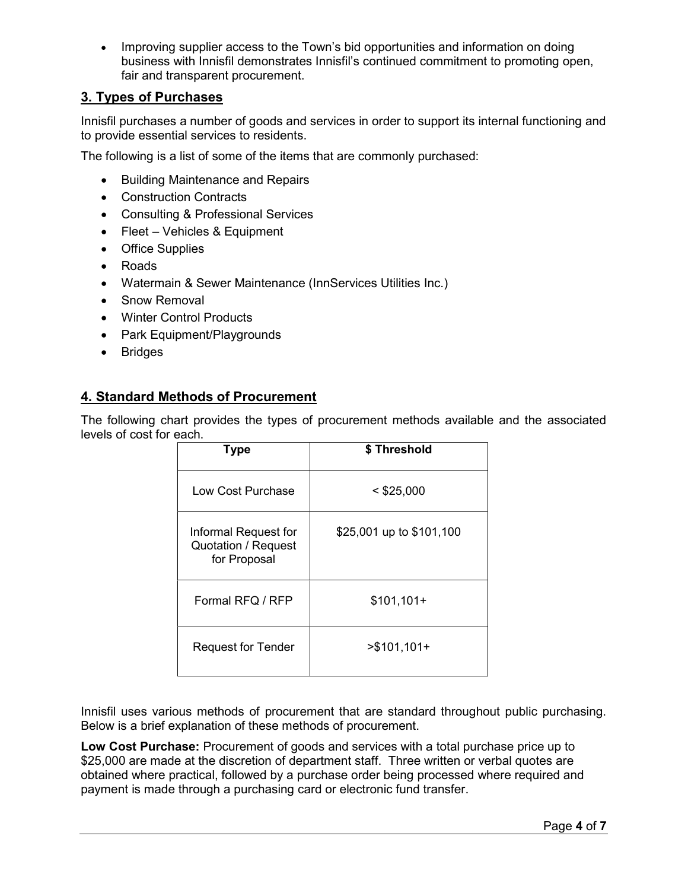- Improving supplier access to the Town's bid opportunities and information on doing business with Innisfil demonstrates Innisfil's continued commitment to promoting open, fair and transparent procurement.

## 3. Types of Purchases

Innisfil purchases a number of goods and services in order to support its internal functioning and to provide essential services to residents.

The following is a list of some of the items that are commonly purchased:

- Building Maintenance and Repairs
- Construction Contracts
- Consulting & Professional Services
- Fleet – Vehicles & Equipment
- Office Supplies
- Roads
- Watermain & Sewer Maintenance (InnServices Utilities Inc.)
- Snow Removal
- Winter Control Products
- Park Equipment/Playgrounds
- Bridges

## 4. Standard Methods of Procurement

The following chart provides the types of procurement methods available and the associated levels of cost for each.

| Type | $ Threshold |
|---|---|
| Low Cost Purchase | < $25,000 |
| Informal Request for Quotation / Request for Proposal | $25,001 up to $101,100 |
| Formal RFQ / RFP | $101,101+ |
| Request for Tender | >$101,101+ |

Innisfil uses various methods of procurement that are standard throughout public purchasing. Below is a brief explanation of these methods of procurement.

**Low Cost Purchase:** Procurement of goods and services with a total purchase price up to $25,000 are made at the discretion of department staff. Three written or verbal quotes are obtained where practical, followed by a purchase order being processed where required and payment is made through a purchasing card or electronic fund transfer.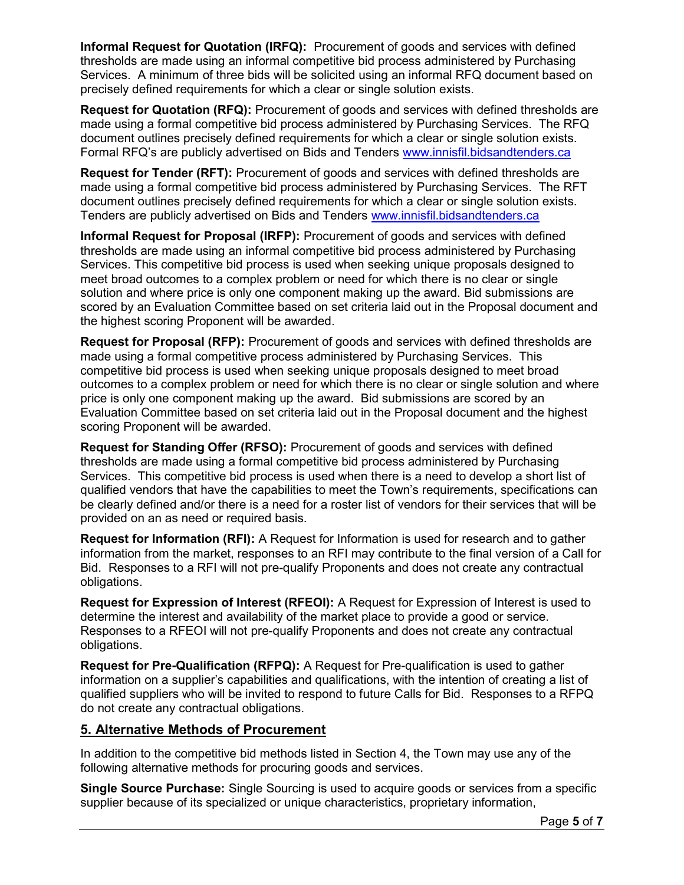**Informal Request for Quotation (IRFQ):** Procurement of goods and services with defined thresholds are made using an informal competitive bid process administered by Purchasing Services. A minimum of three bids will be solicited using an informal RFQ document based on precisely defined requirements for which a clear or single solution exists.

**Request for Quotation (RFQ):** Procurement of goods and services with defined thresholds are made using a formal competitive bid process administered by Purchasing Services. The RFQ document outlines precisely defined requirements for which a clear or single solution exists. Formal RFQ's are publicly advertised on Bids and Tenders [www.innisfil.bidsandtenders.ca](http://www.innisfil.bidsandtenders.ca)

**Request for Tender (RFT):** Procurement of goods and services with defined thresholds are made using a formal competitive bid process administered by Purchasing Services. The RFT document outlines precisely defined requirements for which a clear or single solution exists. Tenders are publicly advertised on Bids and Tenders [www.innisfil.bidsandtenders.ca](http://www.innisfil.bidsandtenders.ca)

**Informal Request for Proposal (IRFP):** Procurement of goods and services with defined thresholds are made using an informal competitive bid process administered by Purchasing Services. This competitive bid process is used when seeking unique proposals designed to meet broad outcomes to a complex problem or need for which there is no clear or single solution and where price is only one component making up the award. Bid submissions are scored by an Evaluation Committee based on set criteria laid out in the Proposal document and the highest scoring Proponent will be awarded.

**Request for Proposal (RFP):** Procurement of goods and services with defined thresholds are made using a formal competitive process administered by Purchasing Services. This competitive bid process is used when seeking unique proposals designed to meet broad outcomes to a complex problem or need for which there is no clear or single solution and where price is only one component making up the award. Bid submissions are scored by an Evaluation Committee based on set criteria laid out in the Proposal document and the highest scoring Proponent will be awarded.

**Request for Standing Offer (RFSO):** Procurement of goods and services with defined thresholds are made using a formal competitive bid process administered by Purchasing Services. This competitive bid process is used when there is a need to develop a short list of qualified vendors that have the capabilities to meet the Town's requirements, specifications can be clearly defined and/or there is a need for a roster list of vendors for their services that will be provided on an as need or required basis.

**Request for Information (RFI):** A Request for Information is used for research and to gather information from the market, responses to an RFI may contribute to the final version of a Call for Bid. Responses to a RFI will not pre-qualify Proponents and does not create any contractual obligations.

**Request for Expression of Interest (RFEOI):** A Request for Expression of Interest is used to determine the interest and availability of the market place to provide a good or service. Responses to a RFEOI will not pre-qualify Proponents and does not create any contractual obligations.

**Request for Pre-Qualification (RFPQ):** A Request for Pre-qualification is used to gather information on a supplier's capabilities and qualifications, with the intention of creating a list of qualified suppliers who will be invited to respond to future Calls for Bid. Responses to a RFPQ do not create any contractual obligations.

## 5. Alternative Methods of Procurement

In addition to the competitive bid methods listed in Section 4, the Town may use any of the following alternative methods for procuring goods and services.

**Single Source Purchase:** Single Sourcing is used to acquire goods or services from a specific supplier because of its specialized or unique characteristics, proprietary information,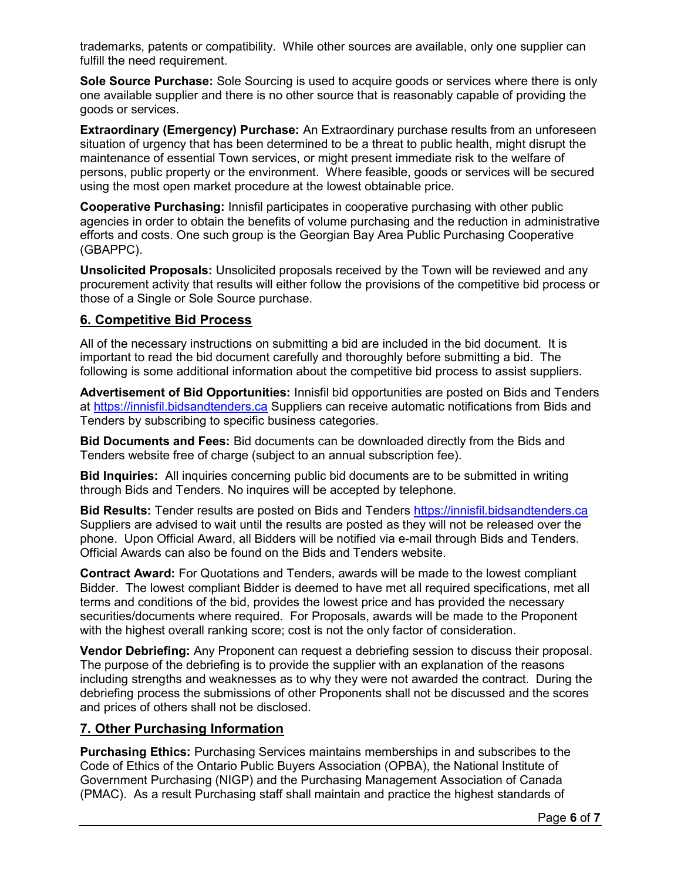trademarks, patents or compatibility. While other sources are available, only one supplier can fulfill the need requirement.

**Sole Source Purchase:** Sole Sourcing is used to acquire goods or services where there is only one available supplier and there is no other source that is reasonably capable of providing the goods or services.

**Extraordinary (Emergency) Purchase:** An Extraordinary purchase results from an unforeseen situation of urgency that has been determined to be a threat to public health, might disrupt the maintenance of essential Town services, or might present immediate risk to the welfare of persons, public property or the environment. Where feasible, goods or services will be secured using the most open market procedure at the lowest obtainable price.

**Cooperative Purchasing:** Innisfil participates in cooperative purchasing with other public agencies in order to obtain the benefits of volume purchasing and the reduction in administrative efforts and costs. One such group is the Georgian Bay Area Public Purchasing Cooperative (GBAPPC).

**Unsolicited Proposals:** Unsolicited proposals received by the Town will be reviewed and any procurement activity that results will either follow the provisions of the competitive bid process or those of a Single or Sole Source purchase.

## 6. Competitive Bid Process

All of the necessary instructions on submitting a bid are included in the bid document. It is important to read the bid document carefully and thoroughly before submitting a bid. The following is some additional information about the competitive bid process to assist suppliers.

**Advertisement of Bid Opportunities:** Innisfil bid opportunities are posted on Bids and Tenders at https://innisfil.bidsandtenders.ca Suppliers can receive automatic notifications from Bids and Tenders by subscribing to specific business categories.

**Bid Documents and Fees:** Bid documents can be downloaded directly from the Bids and Tenders website free of charge (subject to an annual subscription fee).

**Bid Inquiries:** All inquiries concerning public bid documents are to be submitted in writing through Bids and Tenders. No inquires will be accepted by telephone.

**Bid Results:** Tender results are posted on Bids and Tenders https://innisfil.bidsandtenders.ca Suppliers are advised to wait until the results are posted as they will not be released over the phone. Upon Official Award, all Bidders will be notified via e-mail through Bids and Tenders. Official Awards can also be found on the Bids and Tenders website.

**Contract Award:** For Quotations and Tenders, awards will be made to the lowest compliant Bidder. The lowest compliant Bidder is deemed to have met all required specifications, met all terms and conditions of the bid, provides the lowest price and has provided the necessary securities/documents where required. For Proposals, awards will be made to the Proponent with the highest overall ranking score; cost is not the only factor of consideration.

**Vendor Debriefing:** Any Proponent can request a debriefing session to discuss their proposal. The purpose of the debriefing is to provide the supplier with an explanation of the reasons including strengths and weaknesses as to why they were not awarded the contract. During the debriefing process the submissions of other Proponents shall not be discussed and the scores and prices of others shall not be disclosed.

## 7. Other Purchasing Information

**Purchasing Ethics:** Purchasing Services maintains memberships in and subscribes to the Code of Ethics of the Ontario Public Buyers Association (OPBA), the National Institute of Government Purchasing (NIGP) and the Purchasing Management Association of Canada (PMAC). As a result Purchasing staff shall maintain and practice the highest standards of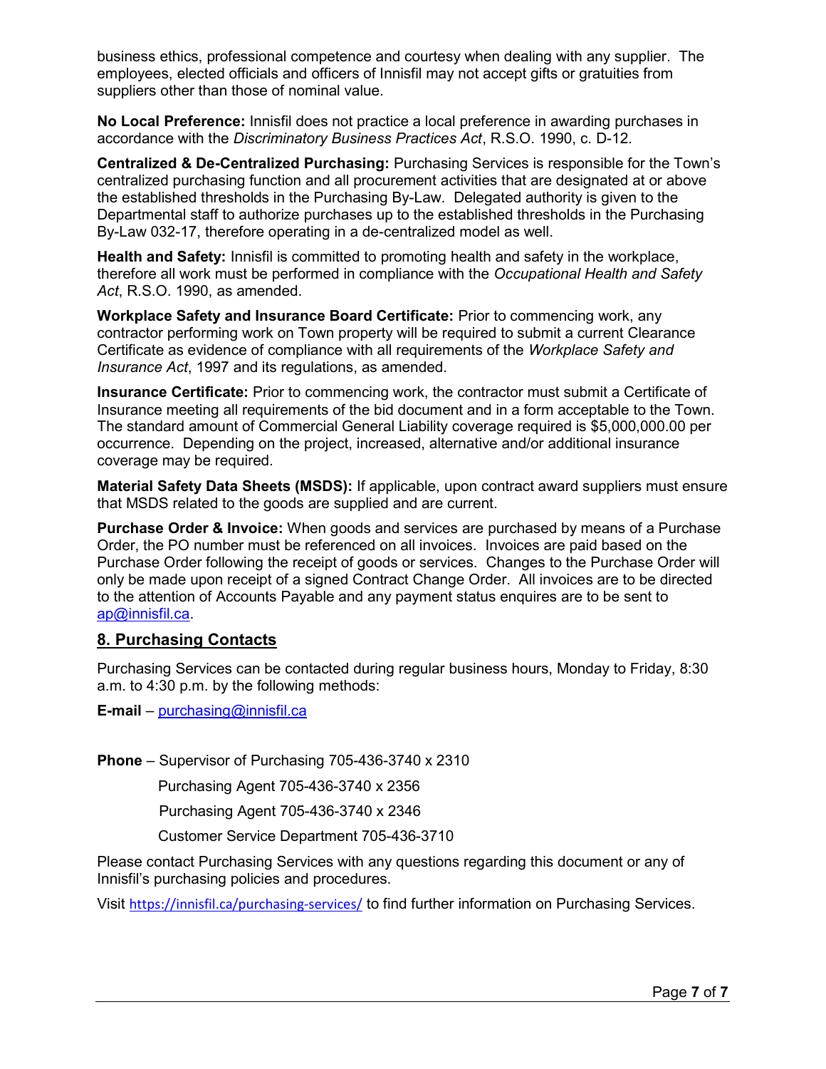business ethics, professional competence and courtesy when dealing with any supplier. The employees, elected officials and officers of Innisfil may not accept gifts or gratuities from suppliers other than those of nominal value.

**No Local Preference:** Innisfil does not practice a local preference in awarding purchases in accordance with the *Discriminatory Business Practices Act*, R.S.O. 1990, c. D-12.

**Centralized & De-Centralized Purchasing:** Purchasing Services is responsible for the Town's centralized purchasing function and all procurement activities that are designated at or above the established thresholds in the Purchasing By-Law. Delegated authority is given to the Departmental staff to authorize purchases up to the established thresholds in the Purchasing By-Law 032-17, therefore operating in a de-centralized model as well.

**Health and Safety:** Innisfil is committed to promoting health and safety in the workplace, therefore all work must be performed in compliance with the *Occupational Health and Safety Act*, R.S.O. 1990, as amended.

**Workplace Safety and Insurance Board Certificate:** Prior to commencing work, any contractor performing work on Town property will be required to submit a current Clearance Certificate as evidence of compliance with all requirements of the *Workplace Safety and Insurance Act*, 1997 and its regulations, as amended.

**Insurance Certificate:** Prior to commencing work, the contractor must submit a Certificate of Insurance meeting all requirements of the bid document and in a form acceptable to the Town. The standard amount of Commercial General Liability coverage required is $5,000,000.00 per occurrence. Depending on the project, increased, alternative and/or additional insurance coverage may be required.

**Material Safety Data Sheets (MSDS):** If applicable, upon contract award suppliers must ensure that MSDS related to the goods are supplied and are current.

**Purchase Order & Invoice:** When goods and services are purchased by means of a Purchase Order, the PO number must be referenced on all invoices. Invoices are paid based on the Purchase Order following the receipt of goods or services. Changes to the Purchase Order will only be made upon receipt of a signed Contract Change Order. All invoices are to be directed to the attention of Accounts Payable and any payment status enquires are to be sent to ap@innisfil.ca.

## 8. Purchasing Contacts

Purchasing Services can be contacted during regular business hours, Monday to Friday, 8:30 a.m. to 4:30 p.m. by the following methods:

**E-mail** – purchasing@innisfil.ca

**Phone** – Supervisor of Purchasing 705-436-3740 x 2310

Purchasing Agent 705-436-3740 x 2356

Purchasing Agent 705-436-3740 x 2346

Customer Service Department 705-436-3710

Please contact Purchasing Services with any questions regarding this document or any of Innisfil's purchasing policies and procedures.

Visit https://innisfil.ca/purchasing-services/ to find further information on Purchasing Services.